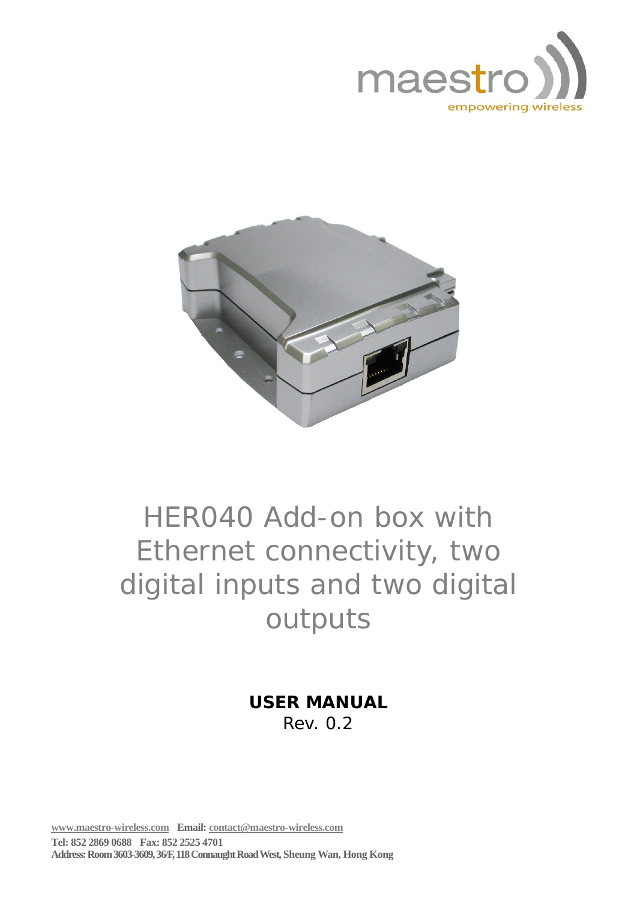# HER040 Add-on box with Ethernet connectivity, two digital inputs and two digital outputs

**USER MANUAL**

Rev. 0.2

www.maestro-wireless.com **Email:** contact@maestro-wireless.com

**Tel: 852 2869 0688 Fax: 852 2525 4701**

**Address: Room 3603-3609, 36/F, 118 Connaught Road West, Sheung Wan, Hong Kong**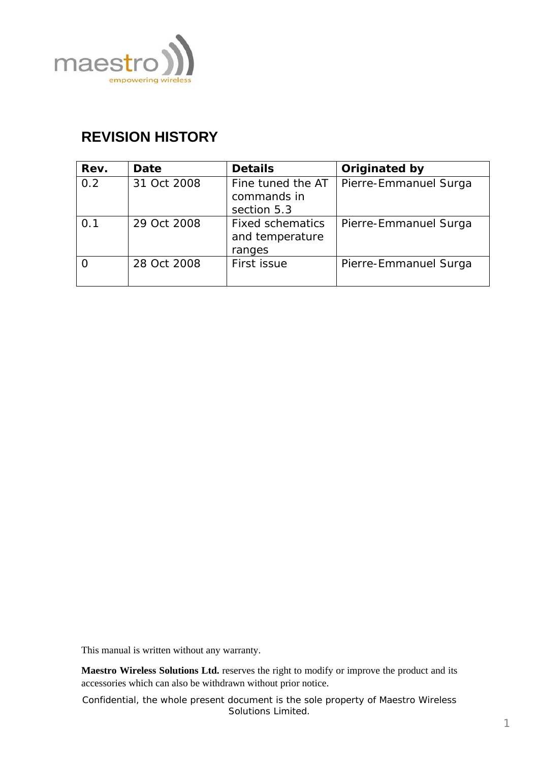## REVISION HISTORY

| Rev. | Date | Details | Originated by |
|---|---|---|---|
| 0.2 | 31 Oct 2008 | Fine tuned the AT commands in section 5.3 | Pierre-Emmanuel Surga |
| 0.1 | 29 Oct 2008 | Fixed schematics and temperature ranges | Pierre-Emmanuel Surga |
| 0 | 28 Oct 2008 | First issue | Pierre-Emmanuel Surga |

This manual is written without any warranty.

**Maestro Wireless Solutions Ltd.** reserves the right to modify or improve the product and its accessories which can also be withdrawn without prior notice.

Confidential, the whole present document is the sole property of Maestro Wireless Solutions Limited.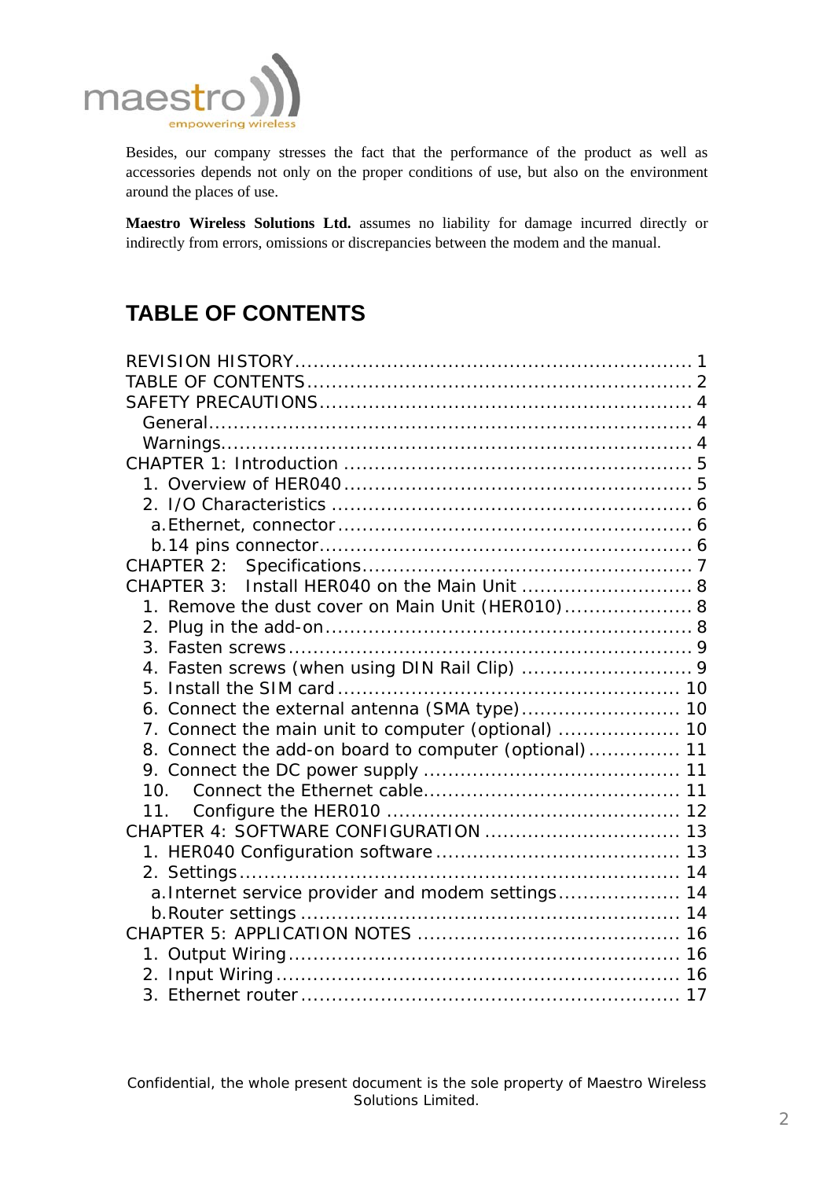Besides, our company stresses the fact that the performance of the product as well as accessories depends not only on the proper conditions of use, but also on the environment around the places of use.

**Maestro Wireless Solutions Ltd.** assumes no liability for damage incurred directly or indirectly from errors, omissions or discrepancies between the modem and the manual.

# TABLE OF CONTENTS

REVISION HISTORY ........ 1
TABLE OF CONTENTS ........ 2
SAFETY PRECAUTIONS ........ 4
- General ........ 4
- Warnings ........ 4

CHAPTER 1: Introduction ........ 5
1. Overview of HER040 ........ 5
2. I/O Characteristics ........ 6
   - a. Ethernet, connector ........ 6
   - b. 14 pins connector ........ 6

CHAPTER 2: Specifications ........ 7
CHAPTER 3: Install HER040 on the Main Unit ........ 8
1. Remove the dust cover on Main Unit (HER010) ........ 8
2. Plug in the add-on ........ 8
3. Fasten screws ........ 9
4. Fasten screws (when using DIN Rail Clip) ........ 9
5. Install the SIM card ........ 10
6. Connect the external antenna (SMA type) ........ 10
7. Connect the main unit to computer (optional) ........ 10
8. Connect the add-on board to computer (optional) ........ 11
9. Connect the DC power supply ........ 11
10. Connect the Ethernet cable ........ 11
11. Configure the HER010 ........ 12

CHAPTER 4: SOFTWARE CONFIGURATION ........ 13
1. HER040 Configuration software ........ 13
2. Settings ........ 14
   - a. Internet service provider and modem settings ........ 14
   - b. Router settings ........ 14

CHAPTER 5: APPLICATION NOTES ........ 16
1. Output Wiring ........ 16
2. Input Wiring ........ 16
3. Ethernet router ........ 17

Confidential, the whole present document is the sole property of Maestro Wireless Solutions Limited.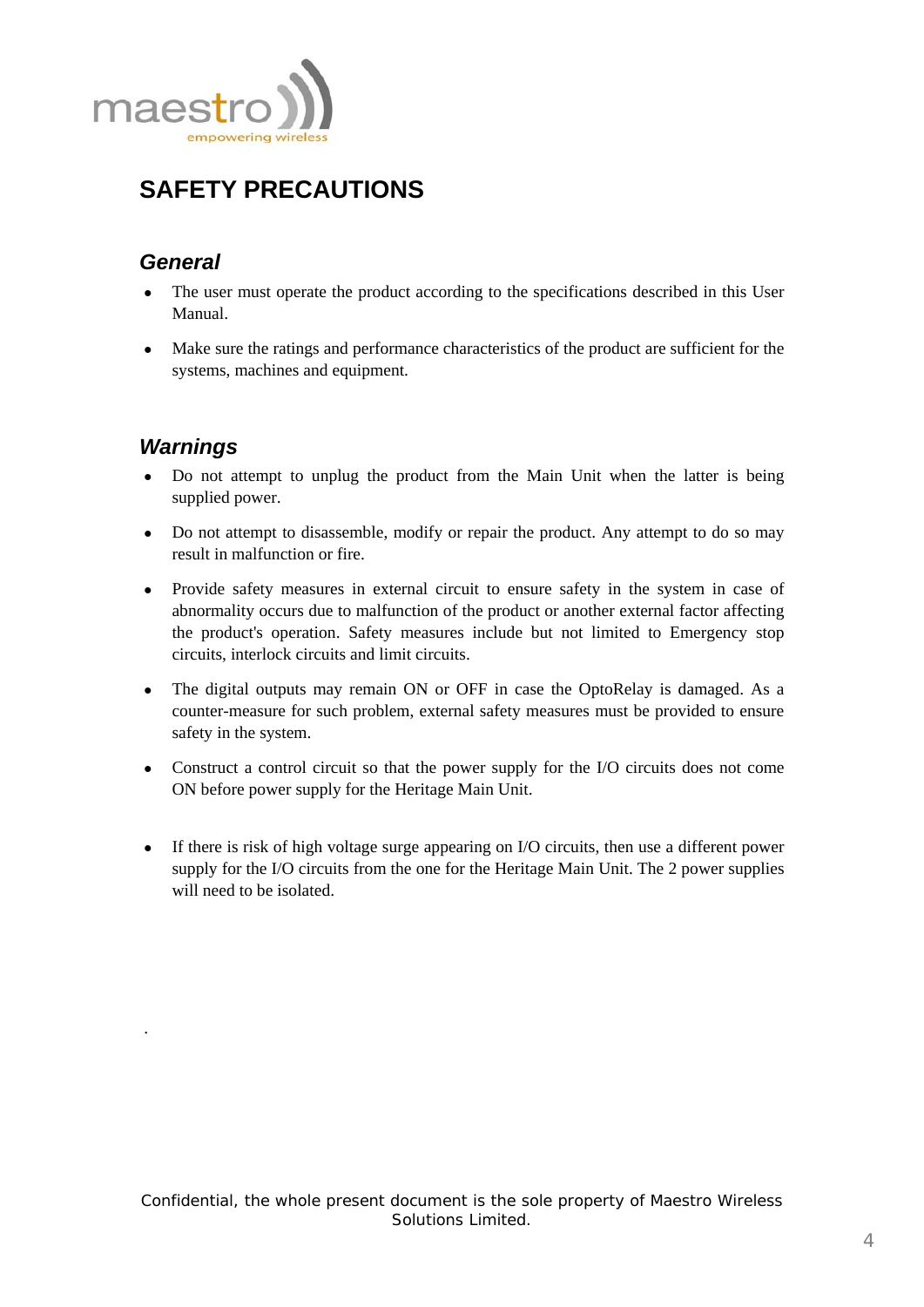# SAFETY PRECAUTIONS

## *General*

- The user must operate the product according to the specifications described in this User Manual.
- Make sure the ratings and performance characteristics of the product are sufficient for the systems, machines and equipment.

## *Warnings*

- Do not attempt to unplug the product from the Main Unit when the latter is being supplied power.
- Do not attempt to disassemble, modify or repair the product. Any attempt to do so may result in malfunction or fire.
- Provide safety measures in external circuit to ensure safety in the system in case of abnormality occurs due to malfunction of the product or another external factor affecting the product's operation. Safety measures include but not limited to Emergency stop circuits, interlock circuits and limit circuits.
- The digital outputs may remain ON or OFF in case the OptoRelay is damaged. As a counter-measure for such problem, external safety measures must be provided to ensure safety in the system.
- Construct a control circuit so that the power supply for the I/O circuits does not come ON before power supply for the Heritage Main Unit.
- If there is risk of high voltage surge appearing on I/O circuits, then use a different power supply for the I/O circuits from the one for the Heritage Main Unit. The 2 power supplies will need to be isolated.

.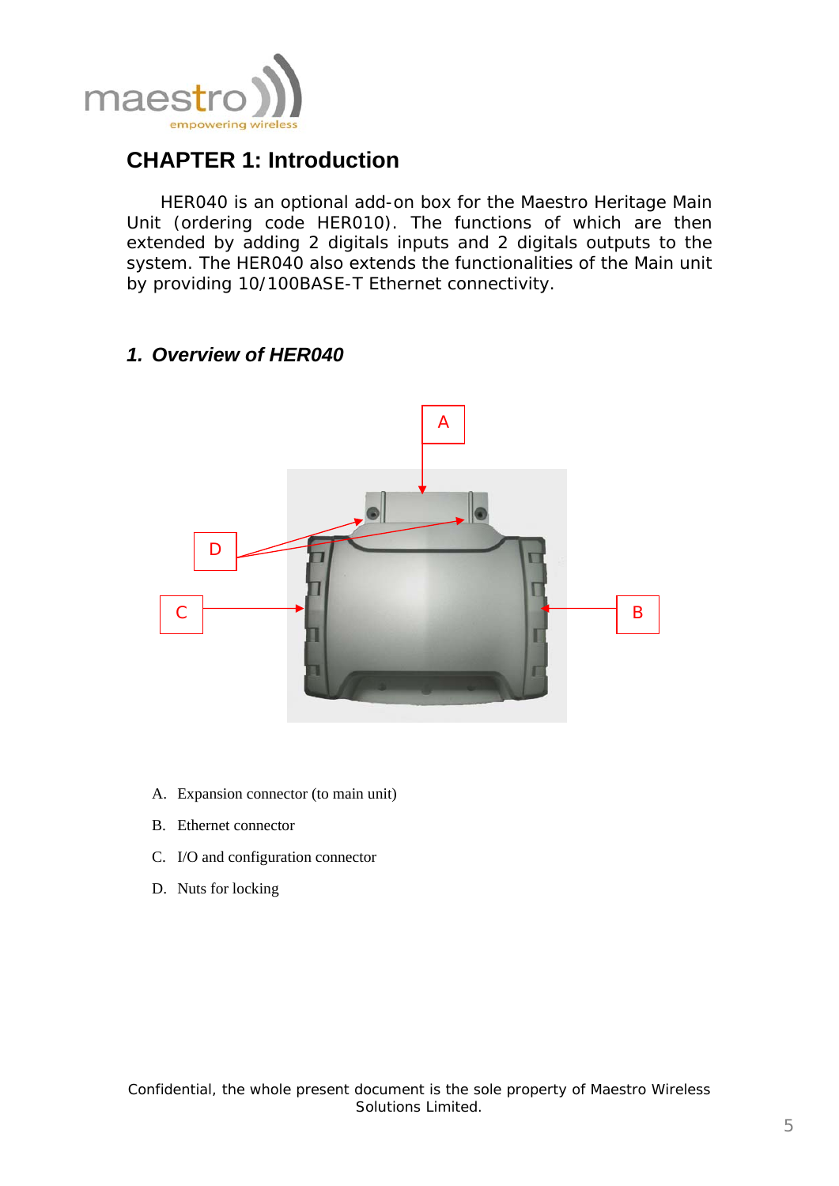# CHAPTER 1: Introduction

HER040 is an optional add-on box for the Maestro Heritage Main Unit (ordering code HER010). The functions of which are then extended by adding 2 digitals inputs and 2 digitals outputs to the system. The HER040 also extends the functionalities of the Main unit by providing 10/100BASE-T Ethernet connectivity.

## *1. Overview of HER040*

A. Expansion connector (to main unit)

B. Ethernet connector

C. I/O and configuration connector

D. Nuts for locking

Confidential, the whole present document is the sole property of Maestro Wireless Solutions Limited.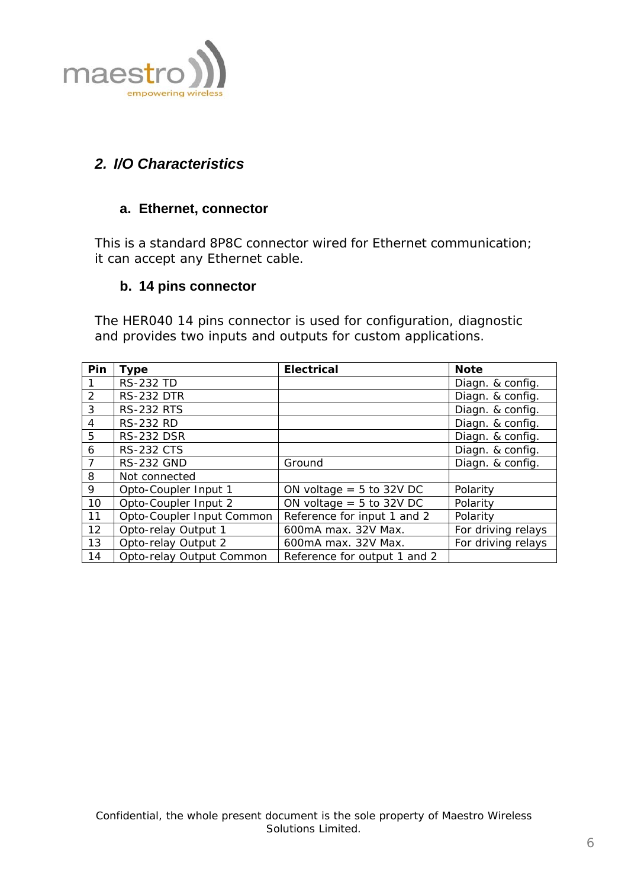## 2. I/O Characteristics

### a. Ethernet, connector

This is a standard 8P8C connector wired for Ethernet communication; it can accept any Ethernet cable.

### b. 14 pins connector

The HER040 14 pins connector is used for configuration, diagnostic and provides two inputs and outputs for custom applications.

| Pin | Type | Electrical | Note |
|---|---|---|---|
| 1 | RS-232 TD | | Diagn. & config. |
| 2 | RS-232 DTR | | Diagn. & config. |
| 3 | RS-232 RTS | | Diagn. & config. |
| 4 | RS-232 RD | | Diagn. & config. |
| 5 | RS-232 DSR | | Diagn. & config. |
| 6 | RS-232 CTS | | Diagn. & config. |
| 7 | RS-232 GND | Ground | Diagn. & config. |
| 8 | Not connected | | |
| 9 | Opto-Coupler Input 1 | ON voltage = 5 to 32V DC | Polarity |
| 10 | Opto-Coupler Input 2 | ON voltage = 5 to 32V DC | Polarity |
| 11 | Opto-Coupler Input Common | Reference for input 1 and 2 | Polarity |
| 12 | Opto-relay Output 1 | 600mA max. 32V Max. | For driving relays |
| 13 | Opto-relay Output 2 | 600mA max. 32V Max. | For driving relays |
| 14 | Opto-relay Output Common | Reference for output 1 and 2 | |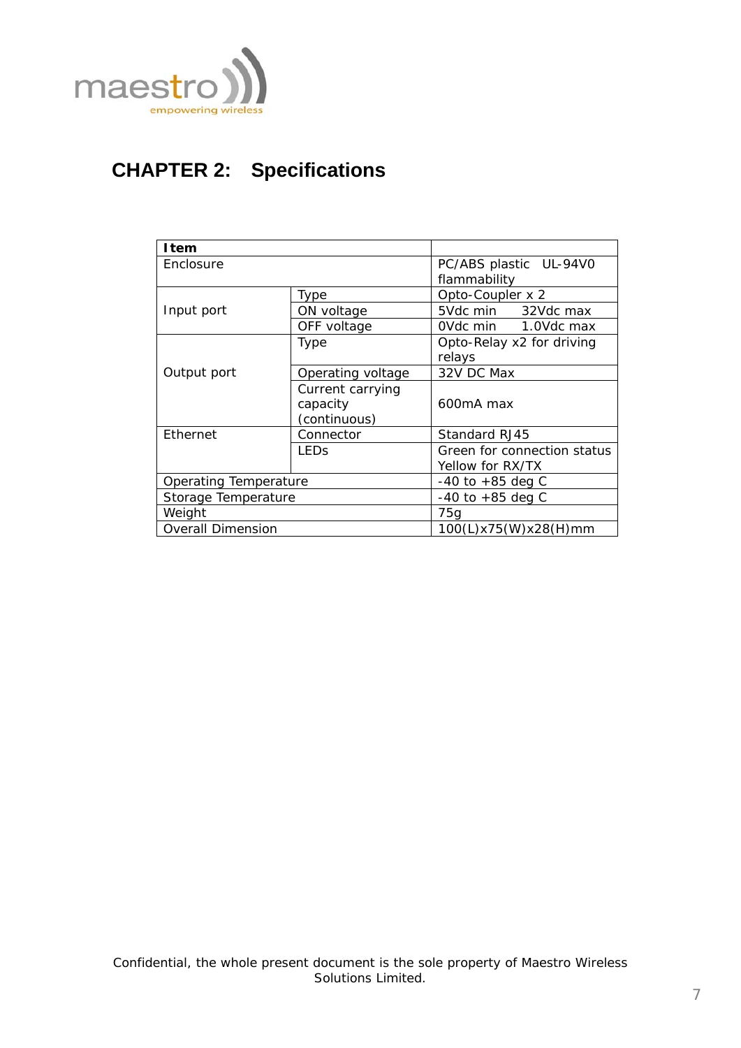# CHAPTER 2:  Specifications

| Item | | |
|---|---|---|
| Enclosure | | PC/ABS plastic  UL-94V0 flammability |
| Input port | Type | Opto-Coupler x 2 |
| | ON voltage | 5Vdc min    32Vdc max |
| | OFF voltage | 0Vdc min    1.0Vdc max |
| Output port | Type | Opto-Relay x2 for driving relays |
| | Operating voltage | 32V DC Max |
| | Current carrying capacity (continuous) | 600mA max |
| Ethernet | Connector | Standard RJ45 |
| | LEDs | Green for connection status<br>Yellow for RX/TX |
| Operating Temperature | | -40 to +85 deg C |
| Storage Temperature | | -40 to +85 deg C |
| Weight | | 75g |
| Overall Dimension | | 100(L)x75(W)x28(H)mm |

Confidential, the whole present document is the sole property of Maestro Wireless Solutions Limited.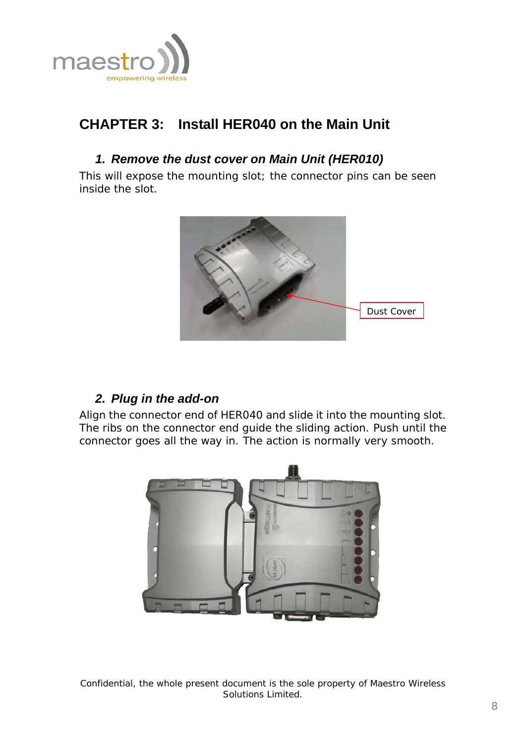# CHAPTER 3: Install HER040 on the Main Unit

### *1. Remove the dust cover on Main Unit (HER010)*

This will expose the mounting slot; the connector pins can be seen inside the slot.

Dust Cover

### *2. Plug in the add-on*

Align the connector end of HER040 and slide it into the mounting slot. The ribs on the connector end guide the sliding action. Push until the connector goes all the way in. The action is normally very smooth.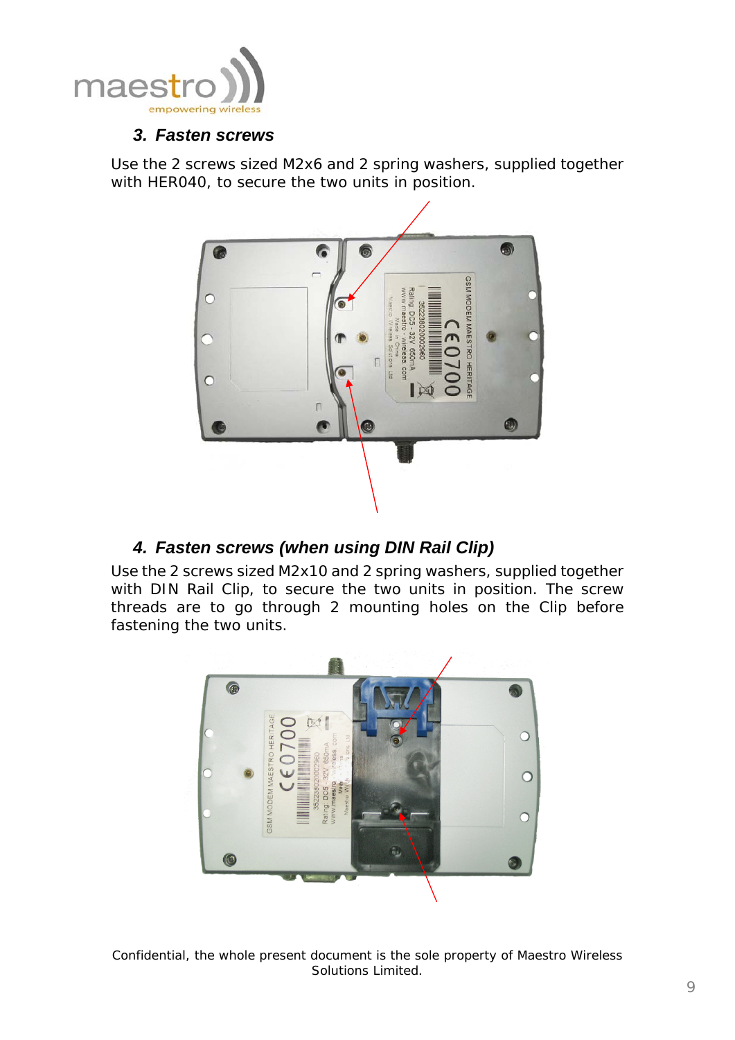### 3. Fasten screws

Use the 2 screws sized M2x6 and 2 spring washers, supplied together with HER040, to secure the two units in position.

### 4. Fasten screws (when using DIN Rail Clip)

Use the 2 screws sized M2x10 and 2 spring washers, supplied together with DIN Rail Clip, to secure the two units in position. The screw threads are to go through 2 mounting holes on the Clip before fastening the two units.

Confidential, the whole present document is the sole property of Maestro Wireless Solutions Limited.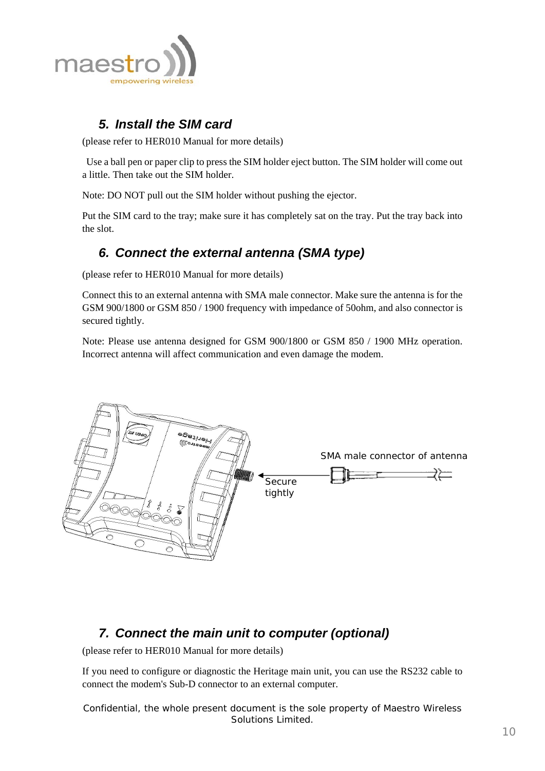## 5. Install the SIM card

(please refer to HER010 Manual for more details)

Use a ball pen or paper clip to press the SIM holder eject button. The SIM holder will come out a little. Then take out the SIM holder.

Note: DO NOT pull out the SIM holder without pushing the ejector.

Put the SIM card to the tray; make sure it has completely sat on the tray. Put the tray back into the slot.

## 6. Connect the external antenna (SMA type)

(please refer to HER010 Manual for more details)

Connect this to an external antenna with SMA male connector. Make sure the antenna is for the GSM 900/1800 or GSM 850 / 1900 frequency with impedance of 50ohm, and also connector is secured tightly.

Note: Please use antenna designed for GSM 900/1800 or GSM 850 / 1900 MHz operation. Incorrect antenna will affect communication and even damage the modem.

SMA male connector of antenna

Secure tightly

## 7. Connect the main unit to computer (optional)

(please refer to HER010 Manual for more details)

If you need to configure or diagnostic the Heritage main unit, you can use the RS232 cable to connect the modem's Sub-D connector to an external computer.

Confidential, the whole present document is the sole property of Maestro Wireless Solutions Limited.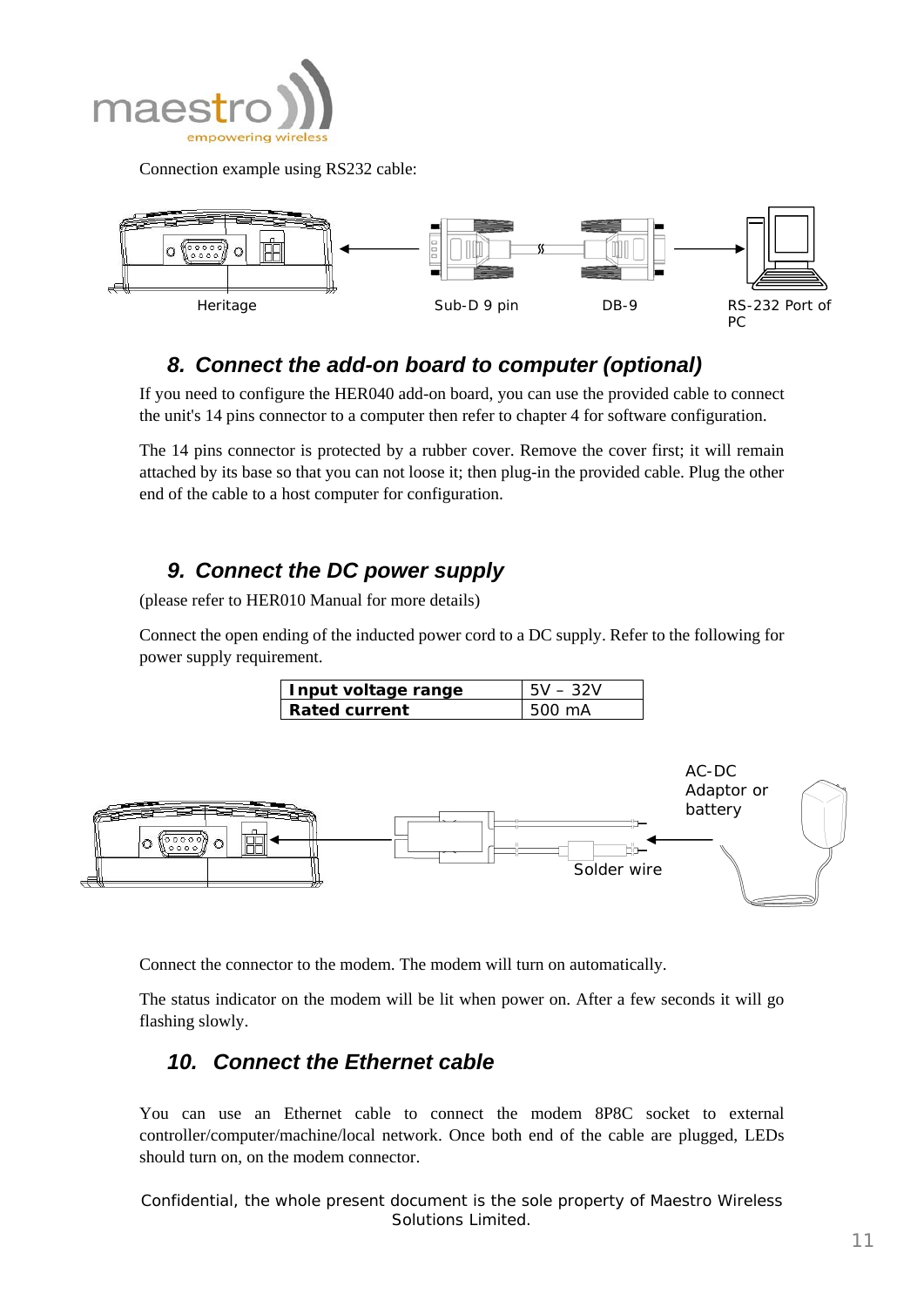Connection example using RS232 cable:

Heritage    Sub-D 9 pin    DB-9    RS-232 Port of PC

## 8. Connect the add-on board to computer (optional)

If you need to configure the HER040 add-on board, you can use the provided cable to connect the unit's 14 pins connector to a computer then refer to chapter 4 for software configuration.

The 14 pins connector is protected by a rubber cover. Remove the cover first; it will remain attached by its base so that you can not loose it; then plug-in the provided cable. Plug the other end of the cable to a host computer for configuration.

## 9. Connect the DC power supply

(please refer to HER010 Manual for more details)

Connect the open ending of the inducted power cord to a DC supply. Refer to the following for power supply requirement.

| **Input voltage range** | 5V – 32V |
|---|---|
| **Rated current** | 500 mA |

AC-DC Adaptor or battery

Solder wire

Connect the connector to the modem. The modem will turn on automatically.

The status indicator on the modem will be lit when power on. After a few seconds it will go flashing slowly.

## 10. Connect the Ethernet cable

You can use an Ethernet cable to connect the modem 8P8C socket to external controller/computer/machine/local network. Once both end of the cable are plugged, LEDs should turn on, on the modem connector.

Confidential, the whole present document is the sole property of Maestro Wireless Solutions Limited.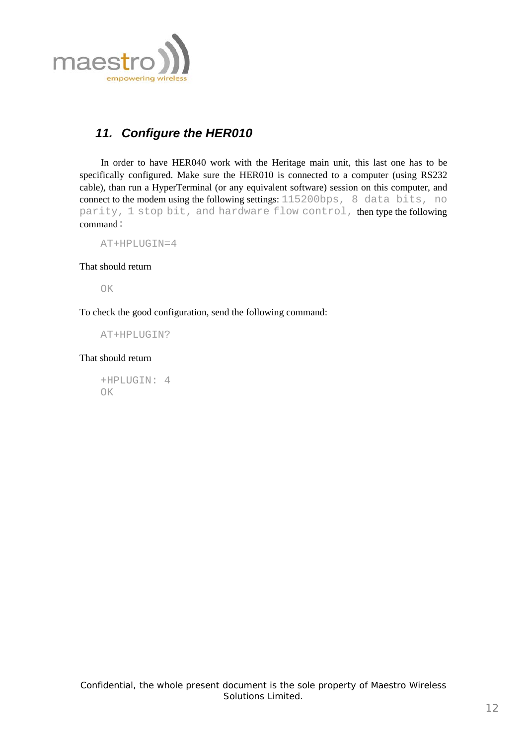## 11. Configure the HER010

In order to have HER040 work with the Heritage main unit, this last one has to be specifically configured. Make sure the HER010 is connected to a computer (using RS232 cable), than run a HyperTerminal (or any equivalent software) session on this computer, and connect to the modem using the following settings: `115200bps, 8 data bits, no parity, 1 stop bit, and hardware flow control,` then type the following command:

```
AT+HPLUGIN=4
```

That should return

```
OK
```

To check the good configuration, send the following command:

```
AT+HPLUGIN?
```

That should return

```
+HPLUGIN: 4
OK
```

Confidential, the whole present document is the sole property of Maestro Wireless Solutions Limited.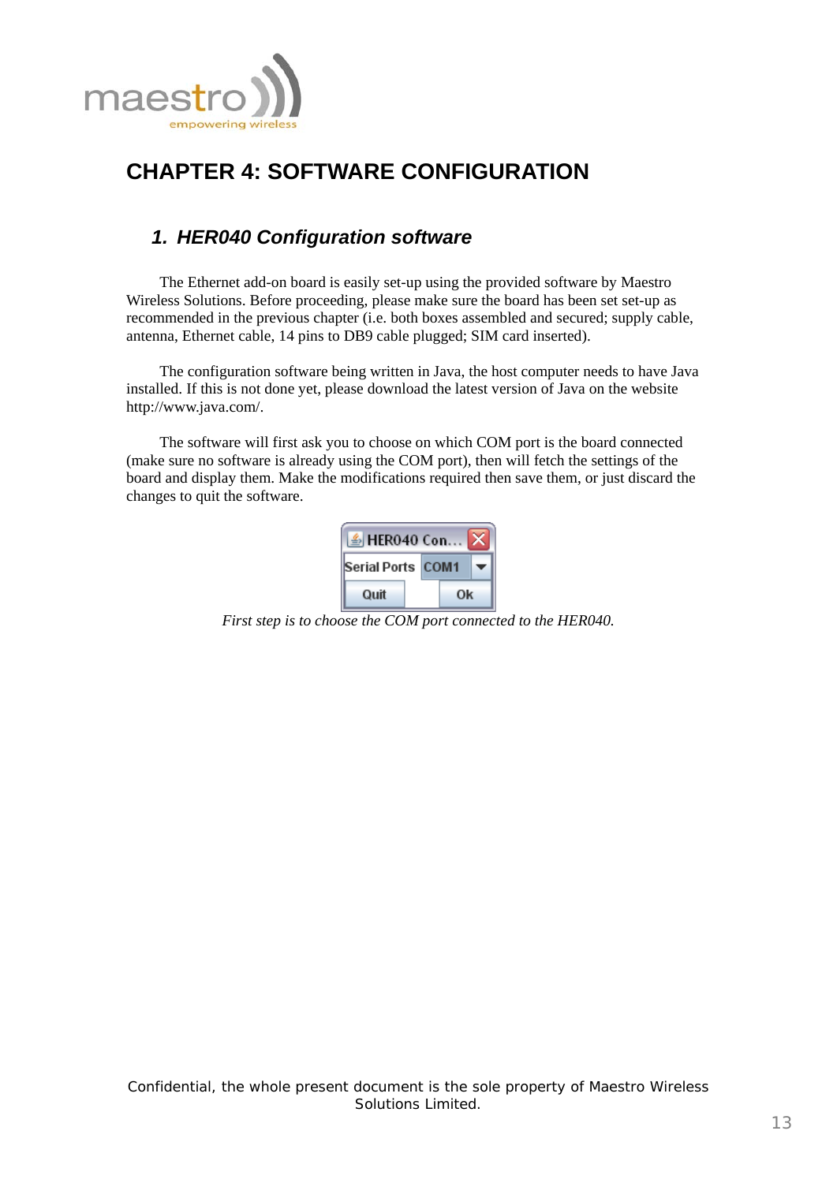# CHAPTER 4: SOFTWARE CONFIGURATION

## 1. HER040 Configuration software

The Ethernet add-on board is easily set-up using the provided software by Maestro Wireless Solutions. Before proceeding, please make sure the board has been set set-up as recommended in the previous chapter (i.e. both boxes assembled and secured; supply cable, antenna, Ethernet cable, 14 pins to DB9 cable plugged; SIM card inserted).

The configuration software being written in Java, the host computer needs to have Java installed. If this is not done yet, please download the latest version of Java on the website http://www.java.com/.

The software will first ask you to choose on which COM port is the board connected (make sure no software is already using the COM port), then will fetch the settings of the board and display them. Make the modifications required then save them, or just discard the changes to quit the software.

*First step is to choose the COM port connected to the HER040.*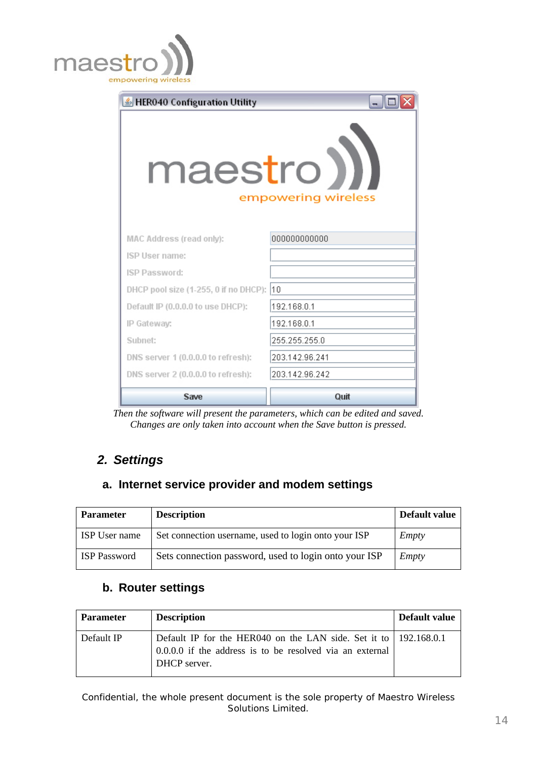Then the software will present the parameters, which can be edited and saved. Changes are only taken into account when the Save button is pressed.

## 2. Settings

### a. Internet service provider and modem settings

| Parameter | Description | Default value |
|---|---|---|
| ISP User name | Set connection username, used to login onto your ISP | *Empty* |
| ISP Password | Sets connection password, used to login onto your ISP | *Empty* |

### b. Router settings

| Parameter | Description | Default value |
|---|---|---|
| Default IP | Default IP for the HER040 on the LAN side. Set it to 0.0.0.0 if the address is to be resolved via an external DHCP server. | 192.168.0.1 |

Confidential, the whole present document is the sole property of Maestro Wireless Solutions Limited.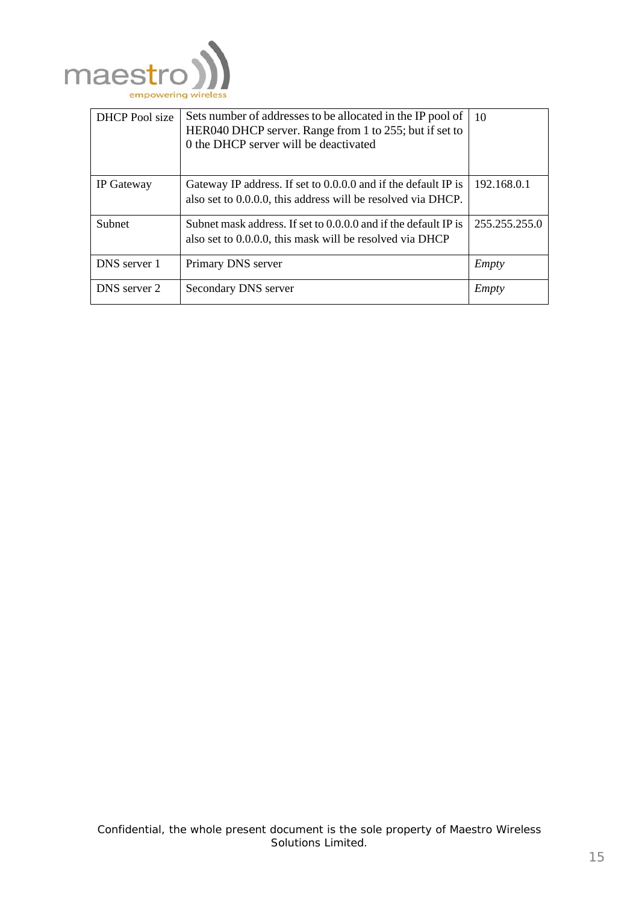| | | |
|---|---|---|
| DHCP Pool size | Sets number of addresses to be allocated in the IP pool of HER040 DHCP server. Range from 1 to 255; but if set to 0 the DHCP server will be deactivated | 10 |
| IP Gateway | Gateway IP address. If set to 0.0.0.0 and if the default IP is also set to 0.0.0.0, this address will be resolved via DHCP. | 192.168.0.1 |
| Subnet | Subnet mask address. If set to 0.0.0.0 and if the default IP is also set to 0.0.0.0, this mask will be resolved via DHCP | 255.255.255.0 |
| DNS server 1 | Primary DNS server | *Empty* |
| DNS server 2 | Secondary DNS server | *Empty* |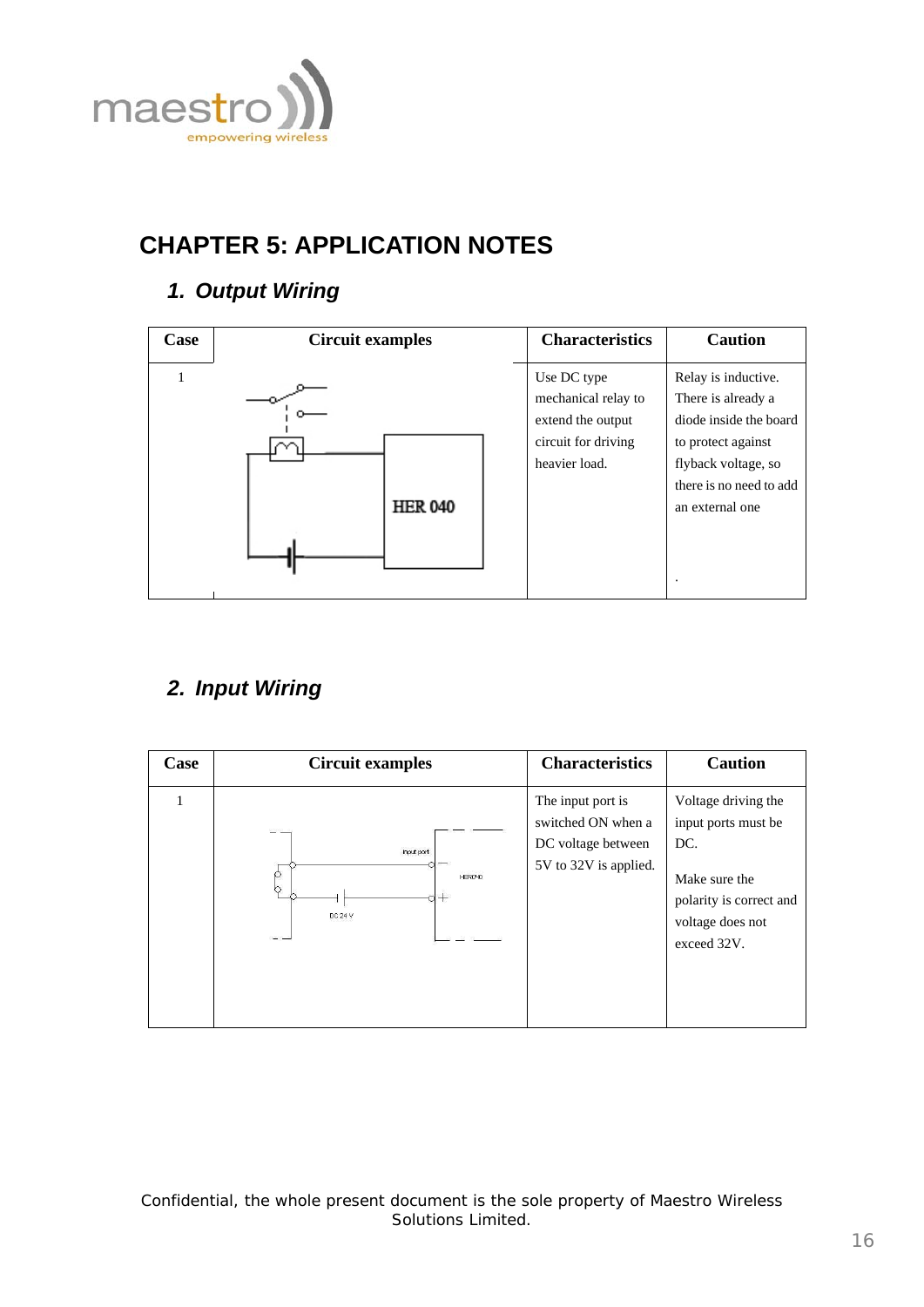# CHAPTER 5: APPLICATION NOTES

## *1. Output Wiring*

| Case | Circuit examples | Characteristics | Caution |
|---|---|---|---|
| 1 | HER 040 | Use DC type mechanical relay to extend the output circuit for driving heavier load. | Relay is inductive. There is already a diode inside the board to protect against flyback voltage, so there is no need to add an external one<br><br>. |

## *2. Input Wiring*

| Case | Circuit examples | Characteristics | Caution |
|---|---|---|---|
| 1 | Input port<br>HER040<br>DC 24 V | The input port is switched ON when a DC voltage between 5V to 32V is applied. | Voltage driving the input ports must be DC.<br><br>Make sure the polarity is correct and voltage does not exceed 32V. |

Confidential, the whole present document is the sole property of Maestro Wireless Solutions Limited.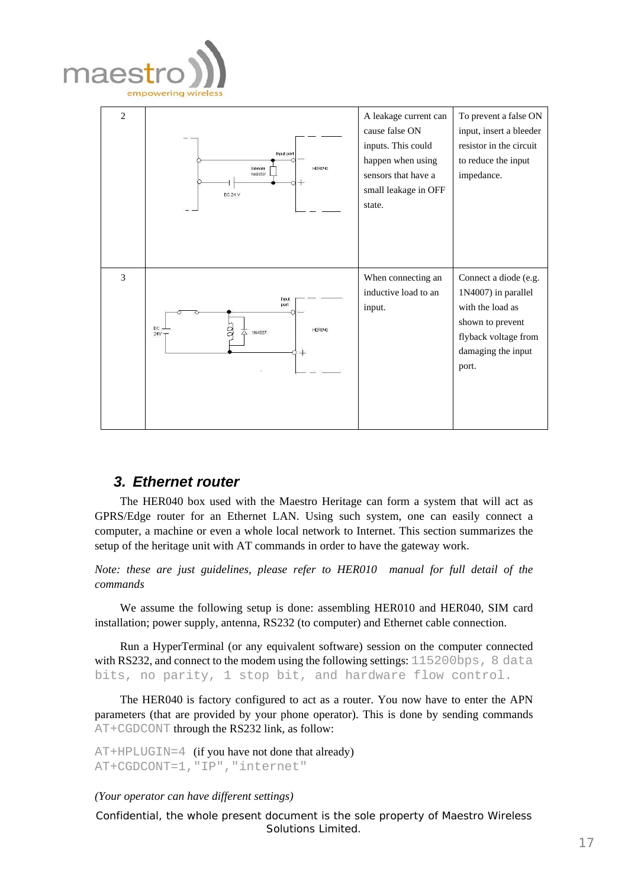| 2 | | A leakage current can cause false ON inputs. This could happen when using sensors that have a small leakage in OFF state. | To prevent a false ON input, insert a bleeder resistor in the circuit to reduce the input impedance. |
|---|---|---|---|
| 3 | | When connecting an inductive load to an input. | Connect a diode (e.g. 1N4007) in parallel with the load as shown to prevent flyback voltage from damaging the input port. |

## 3. Ethernet router

The HER040 box used with the Maestro Heritage can form a system that will act as GPRS/Edge router for an Ethernet LAN. Using such system, one can easily connect a computer, a machine or even a whole local network to Internet. This section summarizes the setup of the heritage unit with AT commands in order to have the gateway work.

*Note: these are just guidelines, please refer to HER010 manual for full detail of the commands*

We assume the following setup is done: assembling HER010 and HER040, SIM card installation; power supply, antenna, RS232 (to computer) and Ethernet cable connection.

Run a HyperTerminal (or any equivalent software) session on the computer connected with RS232, and connect to the modem using the following settings: `115200bps, 8 data bits, no parity, 1 stop bit, and hardware flow control.`

The HER040 is factory configured to act as a router. You now have to enter the APN parameters (that are provided by your phone operator). This is done by sending commands `AT+CGDCONT` through the RS232 link, as follow:

`AT+HPLUGIN=4` (if you have not done that already)
`AT+CGDCONT=1,"IP","internet"`

*(Your operator can have different settings)*

Confidential, the whole present document is the sole property of Maestro Wireless Solutions Limited.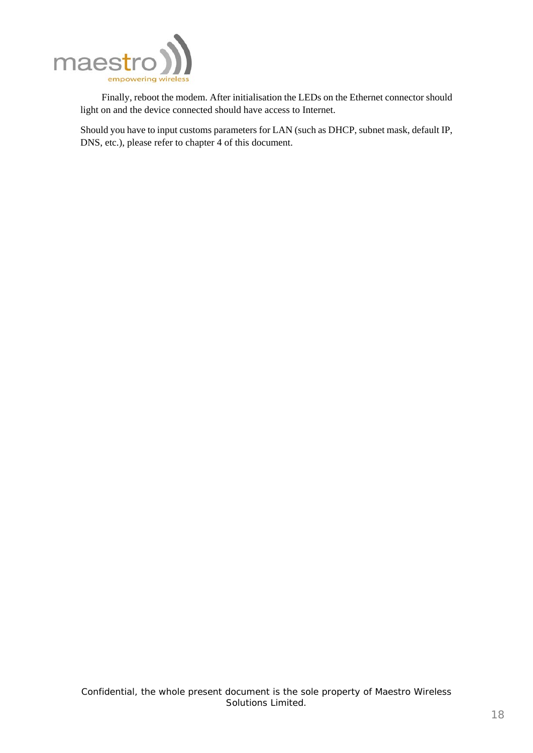Finally, reboot the modem. After initialisation the LEDs on the Ethernet connector should light on and the device connected should have access to Internet.

Should you have to input customs parameters for LAN (such as DHCP, subnet mask, default IP, DNS, etc.), please refer to chapter 4 of this document.